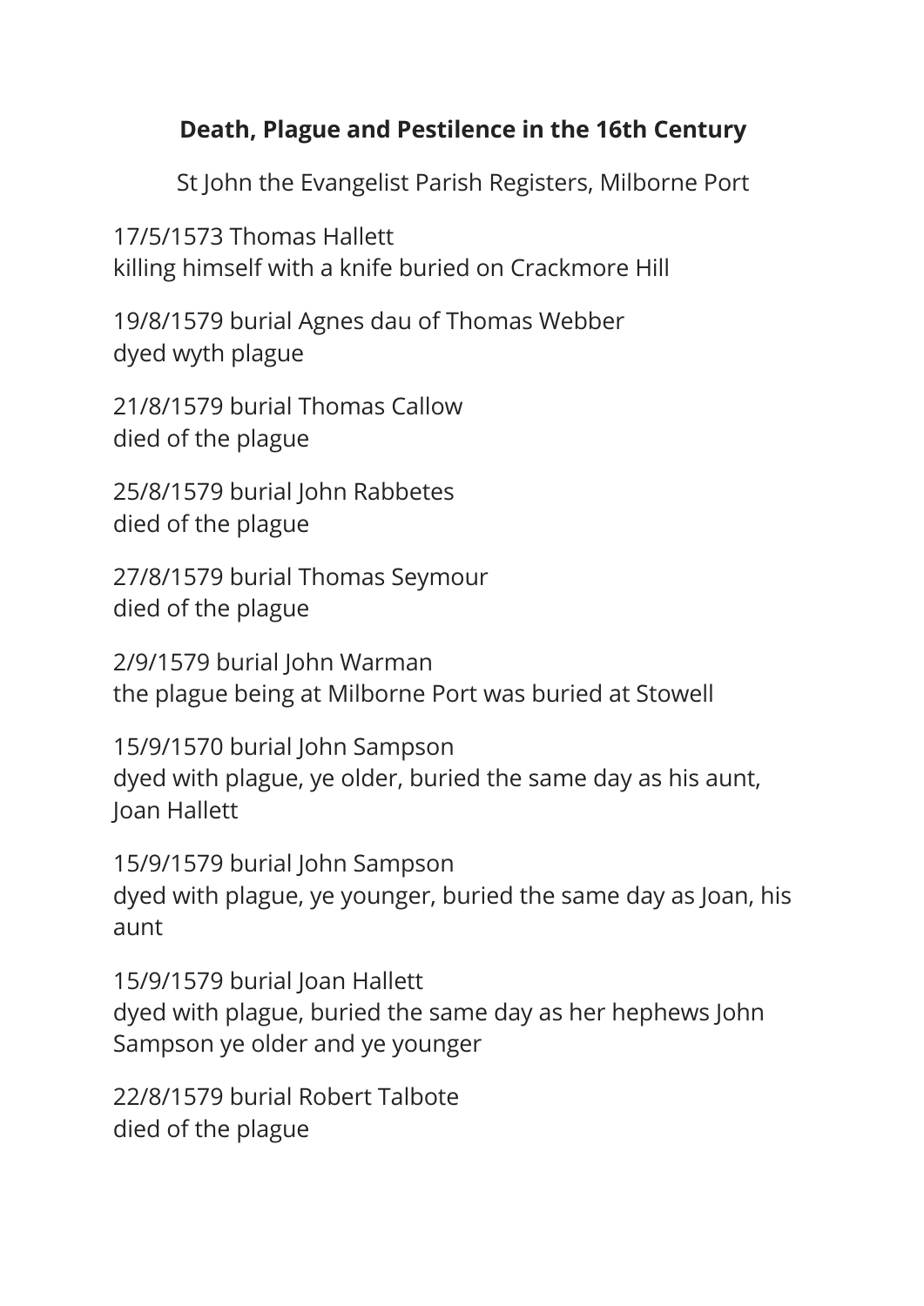# Death, Plague and Pestilence in the 16th Century

St John the Evangelist Parish Registers, Milborne Port

17/5/1573 Thomas Hallett
killing himself with a knife buried on Crackmore Hill

19/8/1579 burial Agnes dau of Thomas Webber
dyed wyth plague

21/8/1579 burial Thomas Callow
died of the plague

25/8/1579 burial John Rabbetes
died of the plague

27/8/1579 burial Thomas Seymour
died of the plague

2/9/1579 burial John Warman
the plague being at Milborne Port was buried at Stowell

15/9/1570 burial John Sampson
dyed with plague, ye older, buried the same day as his aunt, Joan Hallett

15/9/1579 burial John Sampson
dyed with plague, ye younger, buried the same day as Joan, his aunt

15/9/1579 burial Joan Hallett
dyed with plague, buried the same day as her hephews John Sampson ye older and ye younger

22/8/1579 burial Robert Talbote
died of the plague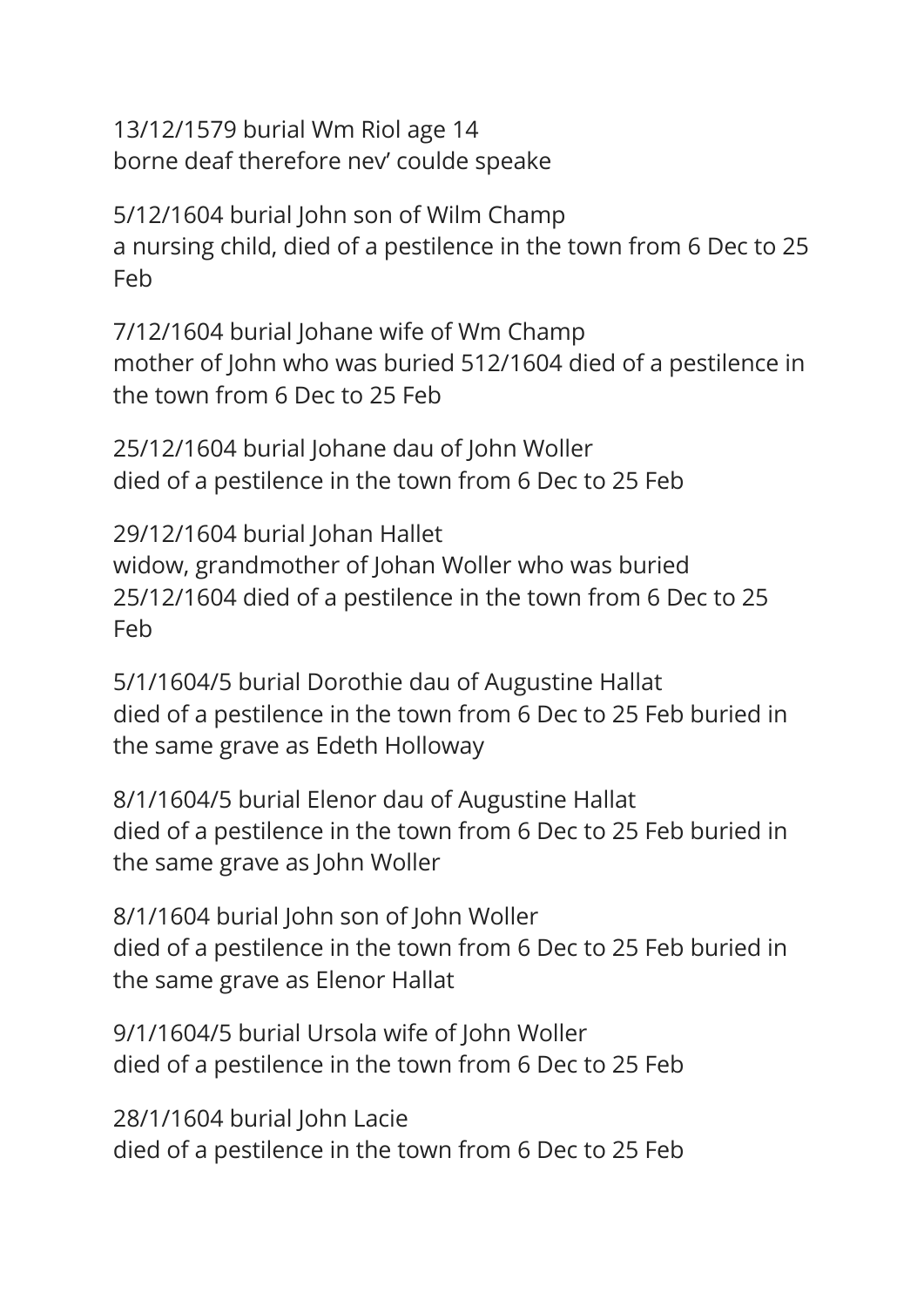13/12/1579 burial Wm Riol age 14
borne deaf therefore nev' coulde speake

5/12/1604 burial John son of Wilm Champ
a nursing child, died of a pestilence in the town from 6 Dec to 25 Feb

7/12/1604 burial Johane wife of Wm Champ
mother of John who was buried 512/1604 died of a pestilence in the town from 6 Dec to 25 Feb

25/12/1604 burial Johane dau of John Woller
died of a pestilence in the town from 6 Dec to 25 Feb

29/12/1604 burial Johan Hallet
widow, grandmother of Johan Woller who was buried 25/12/1604 died of a pestilence in the town from 6 Dec to 25 Feb

5/1/1604/5 burial Dorothie dau of Augustine Hallat
died of a pestilence in the town from 6 Dec to 25 Feb buried in the same grave as Edeth Holloway

8/1/1604/5 burial Elenor dau of Augustine Hallat
died of a pestilence in the town from 6 Dec to 25 Feb buried in the same grave as John Woller

8/1/1604 burial John son of John Woller
died of a pestilence in the town from 6 Dec to 25 Feb buried in the same grave as Elenor Hallat

9/1/1604/5 burial Ursola wife of John Woller
died of a pestilence in the town from 6 Dec to 25 Feb

28/1/1604 burial John Lacie
died of a pestilence in the town from 6 Dec to 25 Feb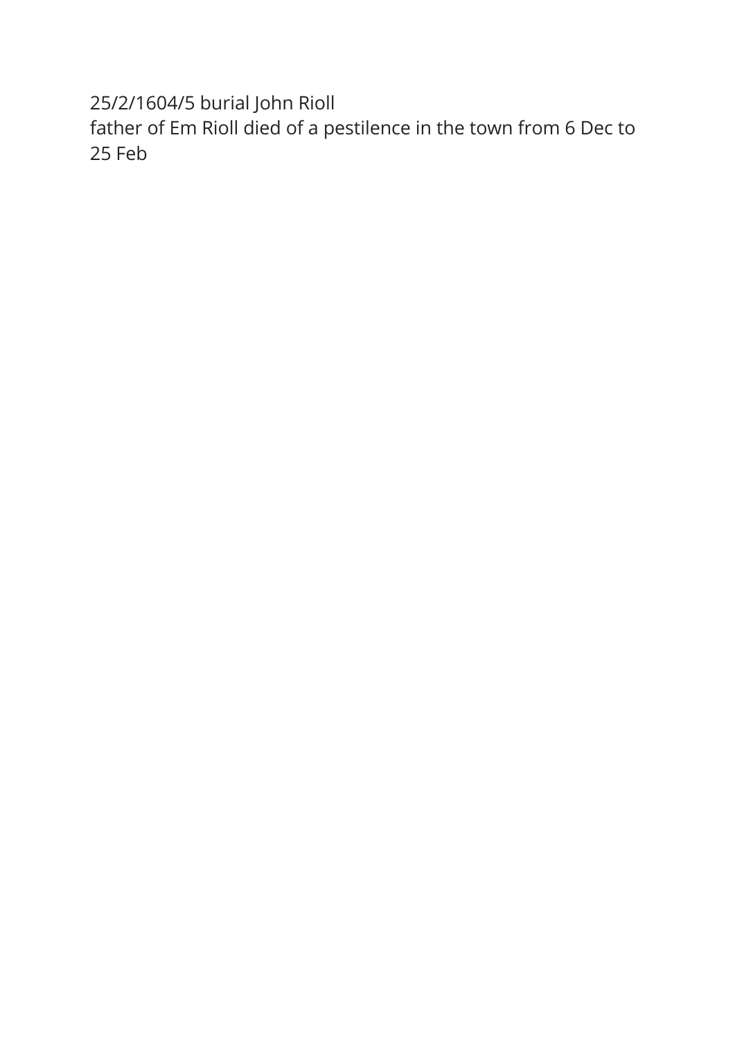25/2/1604/5 burial John Rioll
father of Em Rioll died of a pestilence in the town from 6 Dec to 25 Feb